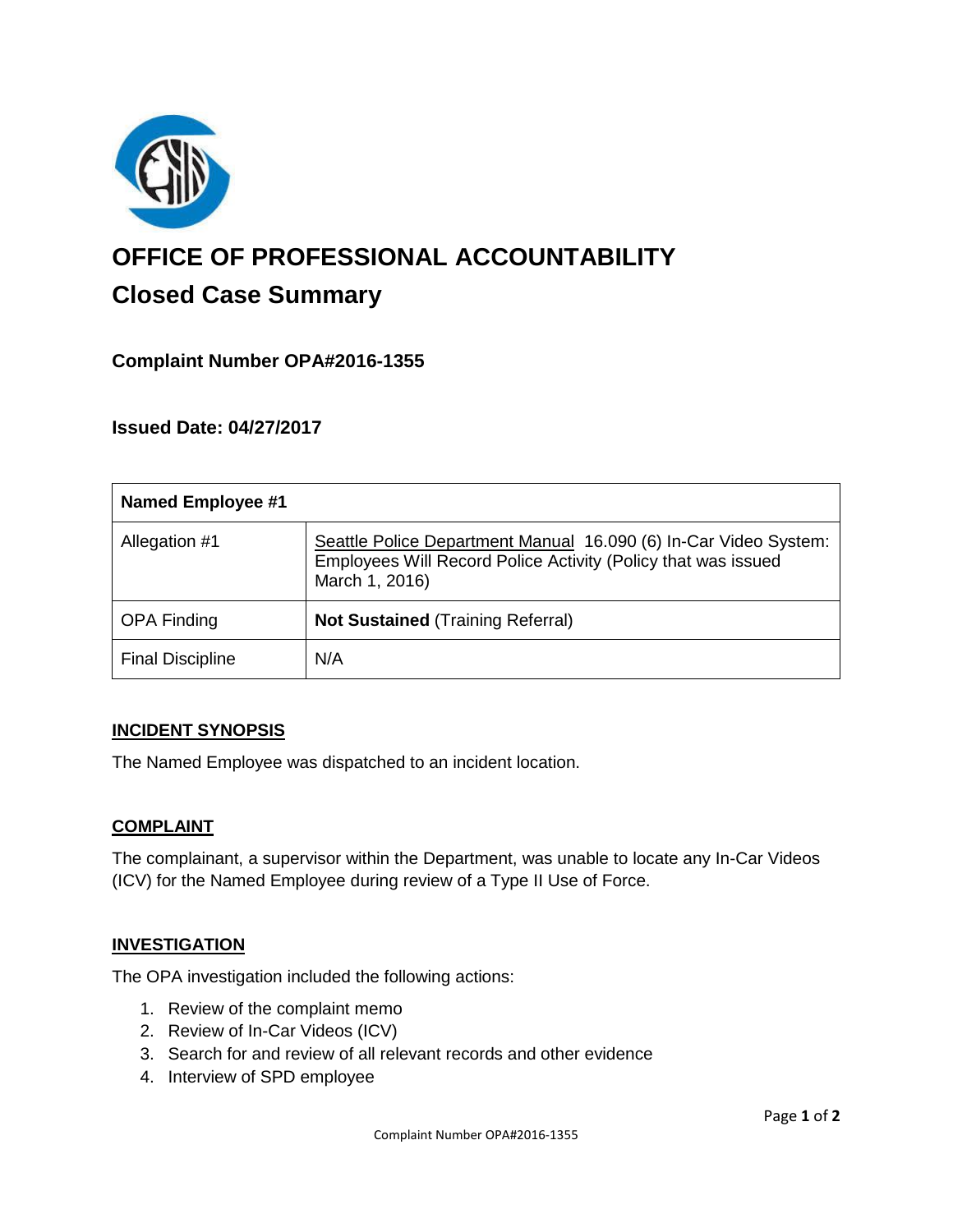# OFFICE OF PROFESSIONAL ACCOUNTABILITY

## Closed Case Summary

### Complaint Number OPA#2016-1355

### Issued Date: 04/27/2017

| Named Employee #1 | |
|---|---|
| Allegation #1 | Seattle Police Department Manual 16.090 (6) In-Car Video System: Employees Will Record Police Activity (Policy that was issued March 1, 2016) |
| OPA Finding | **Not Sustained** (Training Referral) |
| Final Discipline | N/A |

**INCIDENT SYNOPSIS**

The Named Employee was dispatched to an incident location.

**COMPLAINT**

The complainant, a supervisor within the Department, was unable to locate any In-Car Videos (ICV) for the Named Employee during review of a Type II Use of Force.

**INVESTIGATION**

The OPA investigation included the following actions:

1. Review of the complaint memo
2. Review of In-Car Videos (ICV)
3. Search for and review of all relevant records and other evidence
4. Interview of SPD employee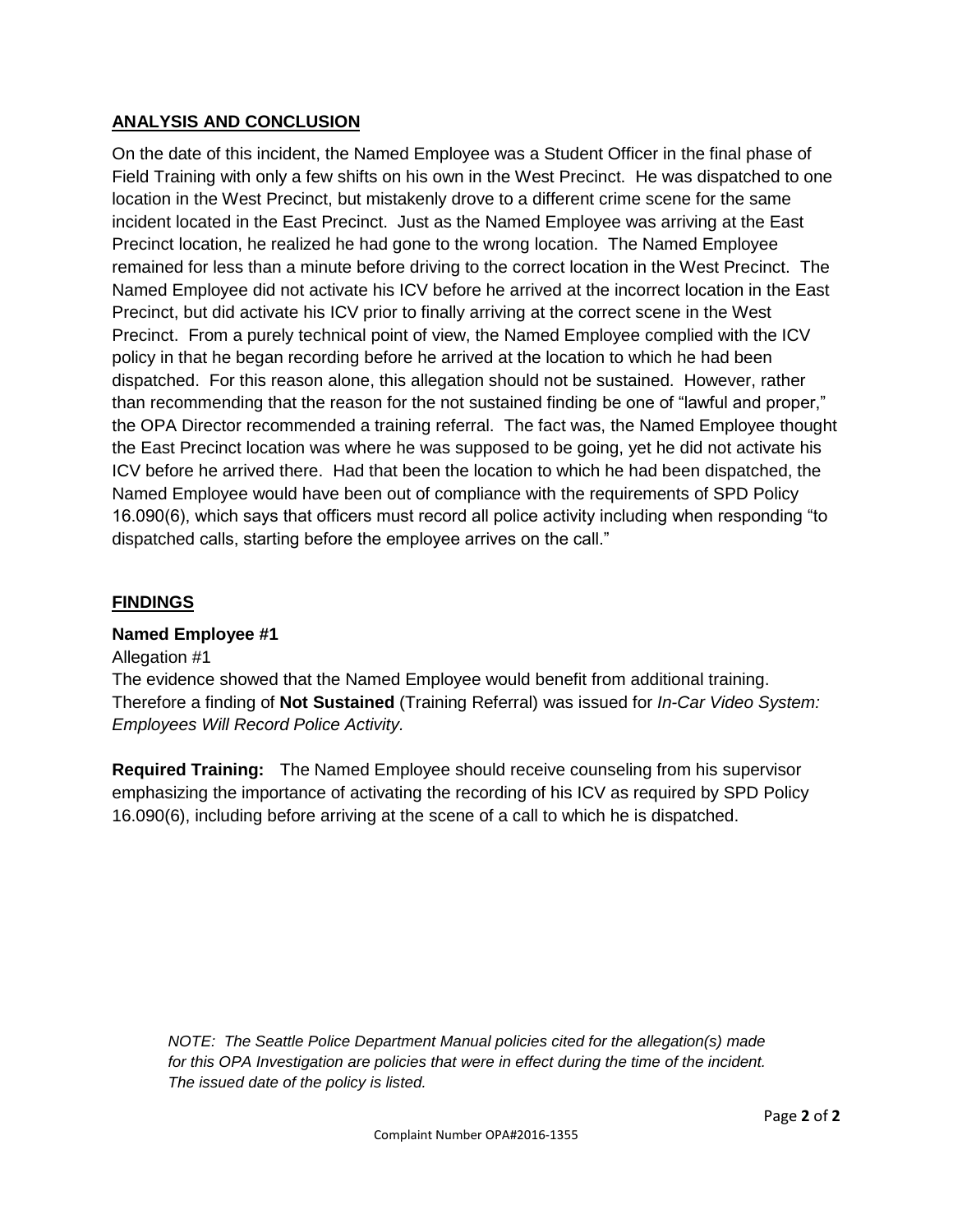## ANALYSIS AND CONCLUSION

On the date of this incident, the Named Employee was a Student Officer in the final phase of Field Training with only a few shifts on his own in the West Precinct. He was dispatched to one location in the West Precinct, but mistakenly drove to a different crime scene for the same incident located in the East Precinct. Just as the Named Employee was arriving at the East Precinct location, he realized he had gone to the wrong location. The Named Employee remained for less than a minute before driving to the correct location in the West Precinct. The Named Employee did not activate his ICV before he arrived at the incorrect location in the East Precinct, but did activate his ICV prior to finally arriving at the correct scene in the West Precinct. From a purely technical point of view, the Named Employee complied with the ICV policy in that he began recording before he arrived at the location to which he had been dispatched. For this reason alone, this allegation should not be sustained. However, rather than recommending that the reason for the not sustained finding be one of "lawful and proper," the OPA Director recommended a training referral. The fact was, the Named Employee thought the East Precinct location was where he was supposed to be going, yet he did not activate his ICV before he arrived there. Had that been the location to which he had been dispatched, the Named Employee would have been out of compliance with the requirements of SPD Policy 16.090(6), which says that officers must record all police activity including when responding "to dispatched calls, starting before the employee arrives on the call."

## FINDINGS

**Named Employee #1**

Allegation #1

The evidence showed that the Named Employee would benefit from additional training. Therefore a finding of **Not Sustained** (Training Referral) was issued for *In-Car Video System: Employees Will Record Police Activity.*

**Required Training:** The Named Employee should receive counseling from his supervisor emphasizing the importance of activating the recording of his ICV as required by SPD Policy 16.090(6), including before arriving at the scene of a call to which he is dispatched.

*NOTE: The Seattle Police Department Manual policies cited for the allegation(s) made for this OPA Investigation are policies that were in effect during the time of the incident. The issued date of the policy is listed.*

Complaint Number OPA#2016-1355